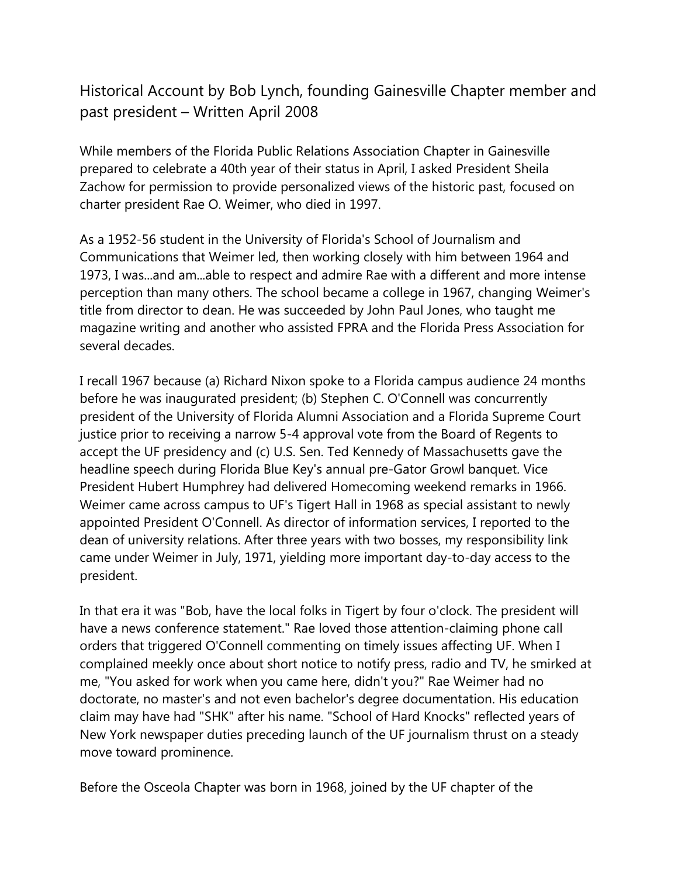# Historical Account by Bob Lynch, founding Gainesville Chapter member and past president – Written April 2008

While members of the Florida Public Relations Association Chapter in Gainesville prepared to celebrate a 40th year of their status in April, I asked President Sheila Zachow for permission to provide personalized views of the historic past, focused on charter president Rae O. Weimer, who died in 1997.

As a 1952-56 student in the University of Florida's School of Journalism and Communications that Weimer led, then working closely with him between 1964 and 1973, I was...and am...able to respect and admire Rae with a different and more intense perception than many others. The school became a college in 1967, changing Weimer's title from director to dean. He was succeeded by John Paul Jones, who taught me magazine writing and another who assisted FPRA and the Florida Press Association for several decades.

I recall 1967 because (a) Richard Nixon spoke to a Florida campus audience 24 months before he was inaugurated president; (b) Stephen C. O'Connell was concurrently president of the University of Florida Alumni Association and a Florida Supreme Court justice prior to receiving a narrow 5-4 approval vote from the Board of Regents to accept the UF presidency and (c) U.S. Sen. Ted Kennedy of Massachusetts gave the headline speech during Florida Blue Key's annual pre-Gator Growl banquet. Vice President Hubert Humphrey had delivered Homecoming weekend remarks in 1966. Weimer came across campus to UF's Tigert Hall in 1968 as special assistant to newly appointed President O'Connell. As director of information services, I reported to the dean of university relations. After three years with two bosses, my responsibility link came under Weimer in July, 1971, yielding more important day-to-day access to the president.

In that era it was "Bob, have the local folks in Tigert by four o'clock. The president will have a news conference statement." Rae loved those attention-claiming phone call orders that triggered O'Connell commenting on timely issues affecting UF. When I complained meekly once about short notice to notify press, radio and TV, he smirked at me, "You asked for work when you came here, didn't you?" Rae Weimer had no doctorate, no master's and not even bachelor's degree documentation. His education claim may have had "SHK" after his name. "School of Hard Knocks" reflected years of New York newspaper duties preceding launch of the UF journalism thrust on a steady move toward prominence.

Before the Osceola Chapter was born in 1968, joined by the UF chapter of the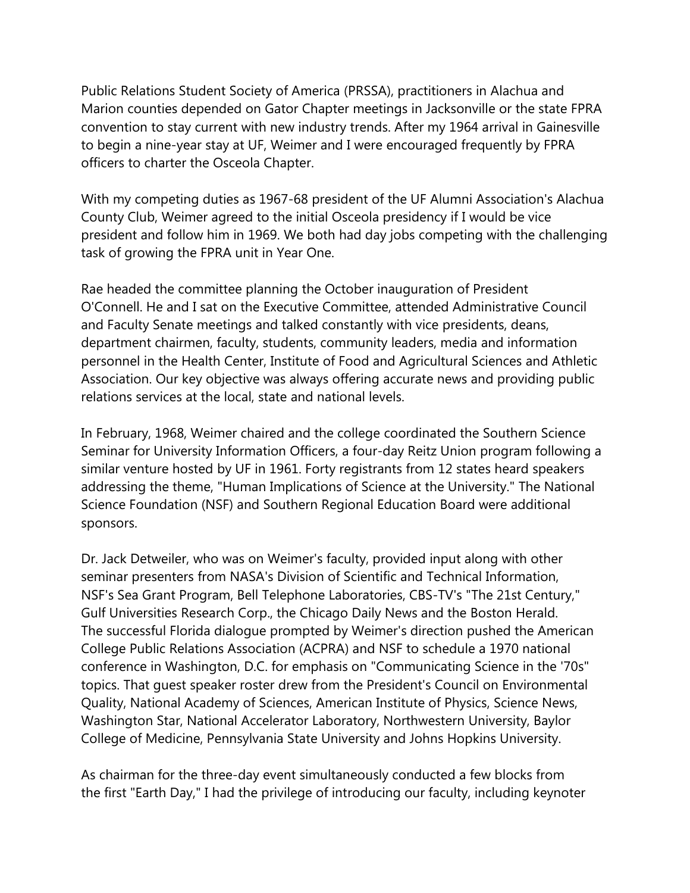Public Relations Student Society of America (PRSSA), practitioners in Alachua and Marion counties depended on Gator Chapter meetings in Jacksonville or the state FPRA convention to stay current with new industry trends. After my 1964 arrival in Gainesville to begin a nine-year stay at UF, Weimer and I were encouraged frequently by FPRA officers to charter the Osceola Chapter.

With my competing duties as 1967-68 president of the UF Alumni Association's Alachua County Club, Weimer agreed to the initial Osceola presidency if I would be vice president and follow him in 1969. We both had day jobs competing with the challenging task of growing the FPRA unit in Year One.

Rae headed the committee planning the October inauguration of President O'Connell. He and I sat on the Executive Committee, attended Administrative Council and Faculty Senate meetings and talked constantly with vice presidents, deans, department chairmen, faculty, students, community leaders, media and information personnel in the Health Center, Institute of Food and Agricultural Sciences and Athletic Association. Our key objective was always offering accurate news and providing public relations services at the local, state and national levels.

In February, 1968, Weimer chaired and the college coordinated the Southern Science Seminar for University Information Officers, a four-day Reitz Union program following a similar venture hosted by UF in 1961. Forty registrants from 12 states heard speakers addressing the theme, "Human Implications of Science at the University." The National Science Foundation (NSF) and Southern Regional Education Board were additional sponsors.

Dr. Jack Detweiler, who was on Weimer's faculty, provided input along with other seminar presenters from NASA's Division of Scientific and Technical Information, NSF's Sea Grant Program, Bell Telephone Laboratories, CBS-TV's "The 21st Century," Gulf Universities Research Corp., the Chicago Daily News and the Boston Herald. The successful Florida dialogue prompted by Weimer's direction pushed the American College Public Relations Association (ACPRA) and NSF to schedule a 1970 national conference in Washington, D.C. for emphasis on "Communicating Science in the '70s" topics. That guest speaker roster drew from the President's Council on Environmental Quality, National Academy of Sciences, American Institute of Physics, Science News, Washington Star, National Accelerator Laboratory, Northwestern University, Baylor College of Medicine, Pennsylvania State University and Johns Hopkins University.

As chairman for the three-day event simultaneously conducted a few blocks from the first "Earth Day," I had the privilege of introducing our faculty, including keynoter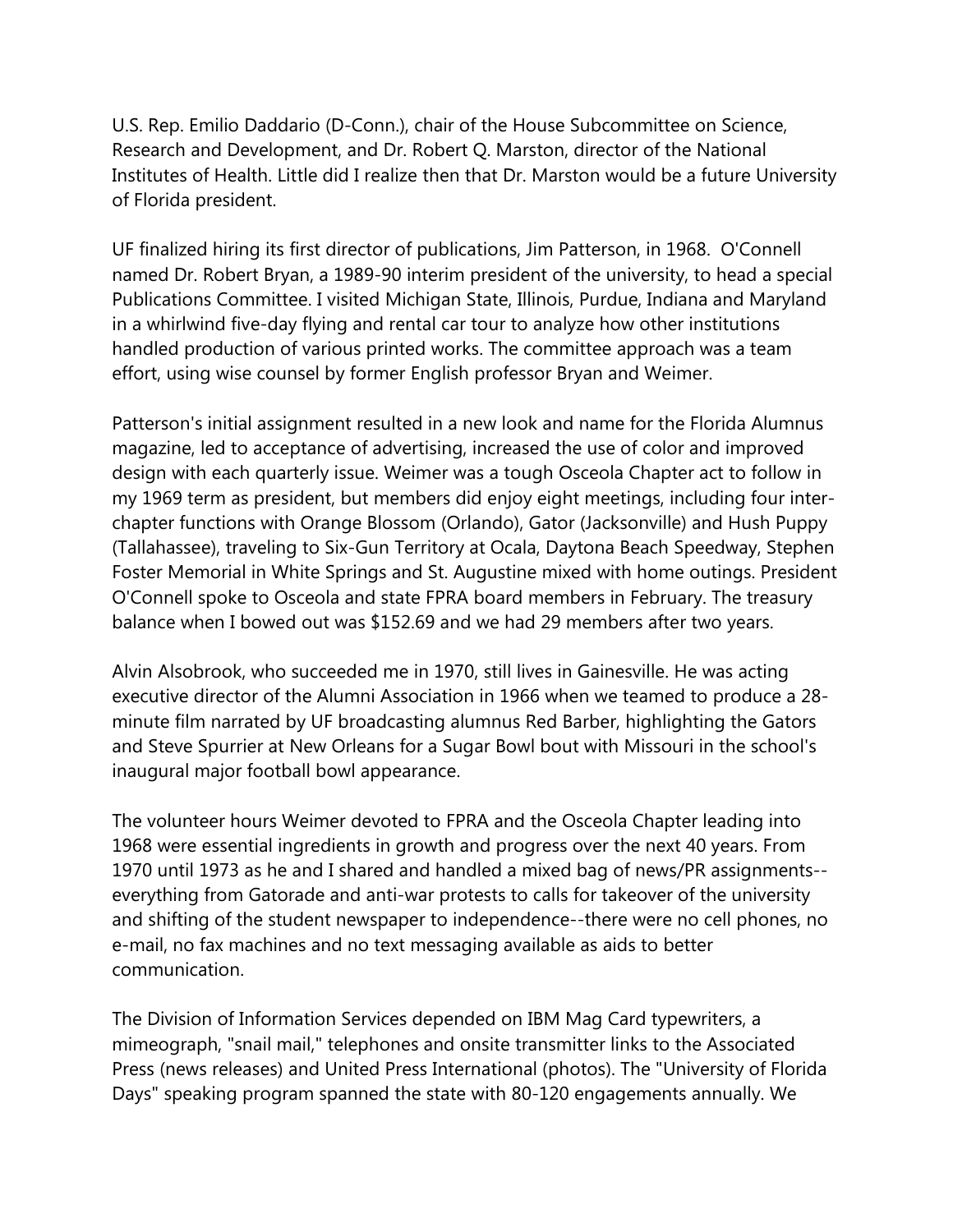U.S. Rep. Emilio Daddario (D-Conn.), chair of the House Subcommittee on Science, Research and Development, and Dr. Robert Q. Marston, director of the National Institutes of Health. Little did I realize then that Dr. Marston would be a future University of Florida president.

UF finalized hiring its first director of publications, Jim Patterson, in 1968. O'Connell named Dr. Robert Bryan, a 1989-90 interim president of the university, to head a special Publications Committee. I visited Michigan State, Illinois, Purdue, Indiana and Maryland in a whirlwind five-day flying and rental car tour to analyze how other institutions handled production of various printed works. The committee approach was a team effort, using wise counsel by former English professor Bryan and Weimer.

Patterson's initial assignment resulted in a new look and name for the Florida Alumnus magazine, led to acceptance of advertising, increased the use of color and improved design with each quarterly issue. Weimer was a tough Osceola Chapter act to follow in my 1969 term as president, but members did enjoy eight meetings, including four inter-chapter functions with Orange Blossom (Orlando), Gator (Jacksonville) and Hush Puppy (Tallahassee), traveling to Six-Gun Territory at Ocala, Daytona Beach Speedway, Stephen Foster Memorial in White Springs and St. Augustine mixed with home outings. President O'Connell spoke to Osceola and state FPRA board members in February. The treasury balance when I bowed out was $152.69 and we had 29 members after two years.

Alvin Alsobrook, who succeeded me in 1970, still lives in Gainesville. He was acting executive director of the Alumni Association in 1966 when we teamed to produce a 28-minute film narrated by UF broadcasting alumnus Red Barber, highlighting the Gators and Steve Spurrier at New Orleans for a Sugar Bowl bout with Missouri in the school's inaugural major football bowl appearance.

The volunteer hours Weimer devoted to FPRA and the Osceola Chapter leading into 1968 were essential ingredients in growth and progress over the next 40 years. From 1970 until 1973 as he and I shared and handled a mixed bag of news/PR assignments--everything from Gatorade and anti-war protests to calls for takeover of the university and shifting of the student newspaper to independence--there were no cell phones, no e-mail, no fax machines and no text messaging available as aids to better communication.

The Division of Information Services depended on IBM Mag Card typewriters, a mimeograph, "snail mail," telephones and onsite transmitter links to the Associated Press (news releases) and United Press International (photos). The "University of Florida Days" speaking program spanned the state with 80-120 engagements annually. We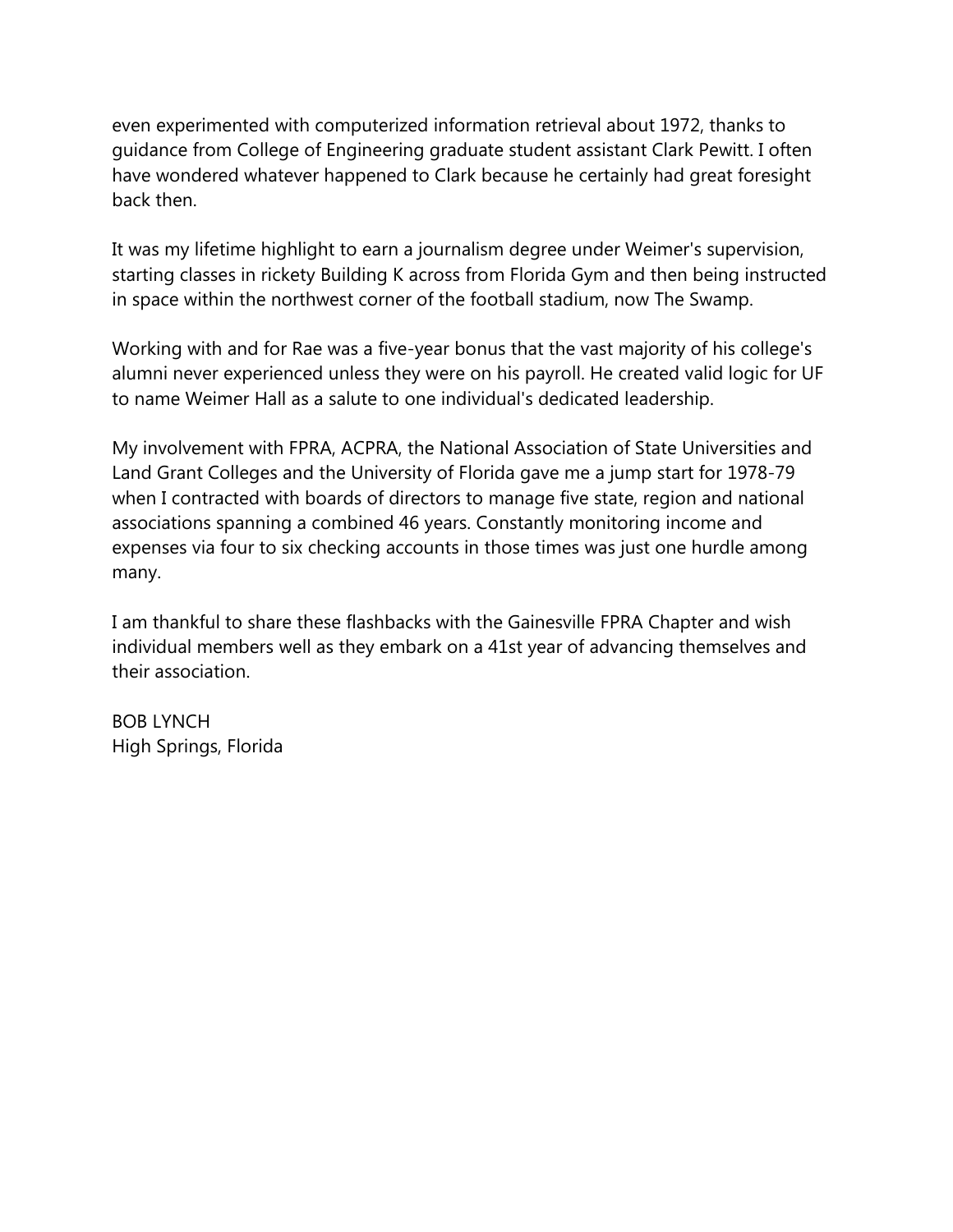even experimented with computerized information retrieval about 1972, thanks to guidance from College of Engineering graduate student assistant Clark Pewitt. I often have wondered whatever happened to Clark because he certainly had great foresight back then.

It was my lifetime highlight to earn a journalism degree under Weimer's supervision, starting classes in rickety Building K across from Florida Gym and then being instructed in space within the northwest corner of the football stadium, now The Swamp.

Working with and for Rae was a five-year bonus that the vast majority of his college's alumni never experienced unless they were on his payroll. He created valid logic for UF to name Weimer Hall as a salute to one individual's dedicated leadership.

My involvement with FPRA, ACPRA, the National Association of State Universities and Land Grant Colleges and the University of Florida gave me a jump start for 1978-79 when I contracted with boards of directors to manage five state, region and national associations spanning a combined 46 years. Constantly monitoring income and expenses via four to six checking accounts in those times was just one hurdle among many.

I am thankful to share these flashbacks with the Gainesville FPRA Chapter and wish individual members well as they embark on a 41st year of advancing themselves and their association.

BOB LYNCH
High Springs, Florida